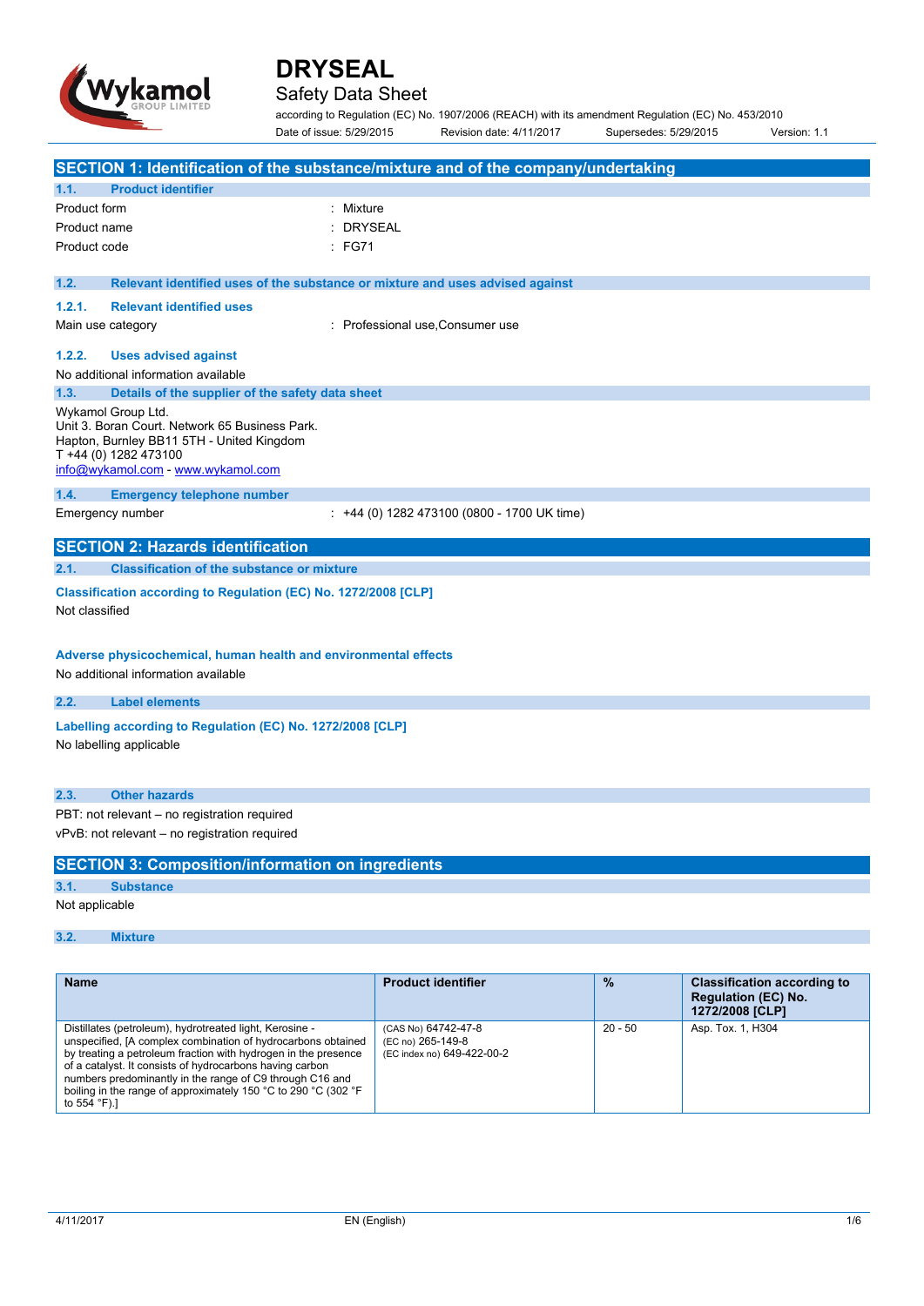# DRYSEAL

## Safety Data Sheet

according to Regulation (EC) No. 1907/2006 (REACH) with its amendment Regulation (EC) No. 453/2010

Date of issue: 5/29/2015 Revision date: 4/11/2017 Supersedes: 5/29/2015 Version: 1.1

## SECTION 1: Identification of the substance/mixture and of the company/undertaking

### 1.1. Product identifier

Product form : Mixture

Product name : DRYSEAL

Product code : FG71

### 1.2. Relevant identified uses of the substance or mixture and uses advised against

#### 1.2.1. Relevant identified uses

Main use category : Professional use,Consumer use

#### 1.2.2. Uses advised against

No additional information available

### 1.3. Details of the supplier of the safety data sheet

Wykamol Group Ltd.
Unit 3. Boran Court. Network 65 Business Park.
Hapton, Burnley BB11 5TH - United Kingdom
T +44 (0) 1282 473100
info@wykamol.com - www.wykamol.com

### 1.4. Emergency telephone number

Emergency number : +44 (0) 1282 473100 (0800 - 1700 UK time)

## SECTION 2: Hazards identification

### 2.1. Classification of the substance or mixture

**Classification according to Regulation (EC) No. 1272/2008 [CLP]**

Not classified

**Adverse physicochemical, human health and environmental effects**

No additional information available

### 2.2. Label elements

**Labelling according to Regulation (EC) No. 1272/2008 [CLP]**

No labelling applicable

### 2.3. Other hazards

PBT: not relevant – no registration required

vPvB: not relevant – no registration required

## SECTION 3: Composition/information on ingredients

### 3.1. Substance

Not applicable

### 3.2. Mixture

| Name | Product identifier | % | Classification according to Regulation (EC) No. 1272/2008 [CLP] |
|---|---|---|---|
| Distillates (petroleum), hydrotreated light, Kerosine - unspecified, [A complex combination of hydrocarbons obtained by treating a petroleum fraction with hydrogen in the presence of a catalyst. It consists of hydrocarbons having carbon numbers predominantly in the range of C9 through C16 and boiling in the range of approximately 150 °C to 290 °C (302 °F to 554 °F).] | (CAS No) 64742-47-8<br>(EC no) 265-149-8<br>(EC index no) 649-422-00-2 | 20 - 50 | Asp. Tox. 1, H304 |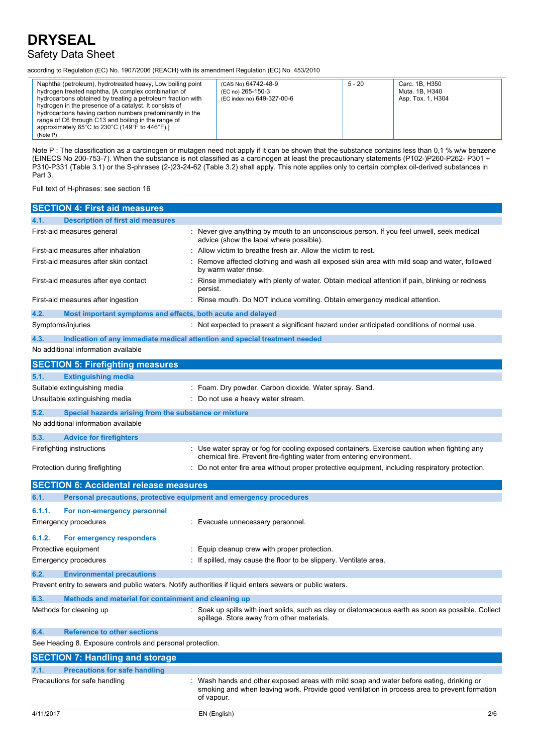| | | | |
|---|---|---|---|
| Naphtha (petroleum), hydrotreated heavy, Low boiling point hydrogen treated naphtha, [A complex combination of hydrocarbons obtained by treating a petroleum fraction with hydrogen in the presence of a catalyst. It consists of hydrocarbons having carbon numbers predominantly in the range of C6 through C13 and boiling in the range of approximately 65°C to 230°C (149°F to 446°F).] (Note P) | (CAS No) 64742-48-9 (EC no) 265-150-3 (EC index no) 649-327-00-6 | 5 - 20 | Carc. 1B, H350 Muta. 1B, H340 Asp. Tox. 1, H304 |

Note P : The classification as a carcinogen or mutagen need not apply if it can be shown that the substance contains less than 0,1 % w/w benzene (EINECS No 200-753-7). When the substance is not classified as a carcinogen at least the precautionary statements (P102-)P260-P262- P301 + P310-P331 (Table 3.1) or the S-phrases (2-)23-24-62 (Table 3.2) shall apply. This note applies only to certain complex oil-derived substances in Part 3.

Full text of H-phrases: see section 16

## SECTION 4: First aid measures

### 4.1. Description of first aid measures

First-aid measures general : Never give anything by mouth to an unconscious person. If you feel unwell, seek medical advice (show the label where possible).

First-aid measures after inhalation : Allow victim to breathe fresh air. Allow the victim to rest.

First-aid measures after skin contact : Remove affected clothing and wash all exposed skin area with mild soap and water, followed by warm water rinse.

First-aid measures after eye contact : Rinse immediately with plenty of water. Obtain medical attention if pain, blinking or redness persist.

First-aid measures after ingestion : Rinse mouth. Do NOT induce vomiting. Obtain emergency medical attention.

### 4.2. Most important symptoms and effects, both acute and delayed

Symptoms/injuries : Not expected to present a significant hazard under anticipated conditions of normal use.

### 4.3. Indication of any immediate medical attention and special treatment needed

No additional information available

## SECTION 5: Firefighting measures

### 5.1. Extinguishing media

Suitable extinguishing media : Foam. Dry powder. Carbon dioxide. Water spray. Sand.

Unsuitable extinguishing media : Do not use a heavy water stream.

### 5.2. Special hazards arising from the substance or mixture

No additional information available

### 5.3. Advice for firefighters

Firefighting instructions : Use water spray or fog for cooling exposed containers. Exercise caution when fighting any chemical fire. Prevent fire-fighting water from entering environment.

Protection during firefighting : Do not enter fire area without proper protective equipment, including respiratory protection.

## SECTION 6: Accidental release measures

### 6.1. Personal precautions, protective equipment and emergency procedures

#### 6.1.1. For non-emergency personnel

Emergency procedures : Evacuate unnecessary personnel.

#### 6.1.2. For emergency responders

Protective equipment : Equip cleanup crew with proper protection.

Emergency procedures : If spilled, may cause the floor to be slippery. Ventilate area.

### 6.2. Environmental precautions

Prevent entry to sewers and public waters. Notify authorities if liquid enters sewers or public waters.

### 6.3. Methods and material for containment and cleaning up

Methods for cleaning up : Soak up spills with inert solids, such as clay or diatomaceous earth as soon as possible. Collect spillage. Store away from other materials.

### 6.4. Reference to other sections

See Heading 8. Exposure controls and personal protection.

## SECTION 7: Handling and storage

### 7.1. Precautions for safe handling

Precautions for safe handling : Wash hands and other exposed areas with mild soap and water before eating, drinking or smoking and when leaving work. Provide good ventilation in process area to prevent formation of vapour.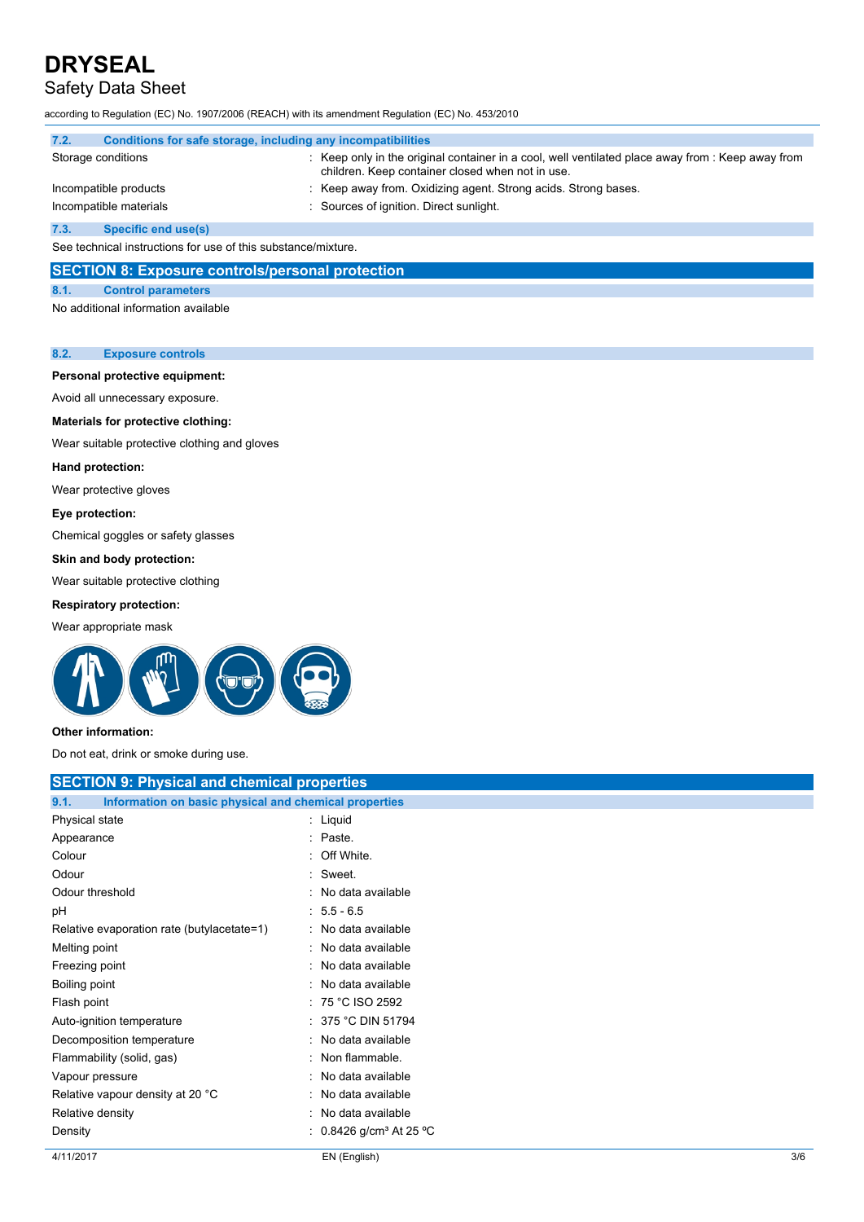| 7.2. | Conditions for safe storage, including any incompatibilities |
|---|---|
| Storage conditions | : Keep only in the original container in a cool, well ventilated place away from : Keep away from children. Keep container closed when not in use. |
| Incompatible products | : Keep away from. Oxidizing agent. Strong acids. Strong bases. |
| Incompatible materials | : Sources of ignition. Direct sunlight. |

### 7.3. Specific end use(s)

See technical instructions for use of this substance/mixture.

## SECTION 8: Exposure controls/personal protection

### 8.1. Control parameters

No additional information available

### 8.2. Exposure controls

**Personal protective equipment:**

Avoid all unnecessary exposure.

**Materials for protective clothing:**

Wear suitable protective clothing and gloves

**Hand protection:**

Wear protective gloves

**Eye protection:**

Chemical goggles or safety glasses

**Skin and body protection:**

Wear suitable protective clothing

**Respiratory protection:**

Wear appropriate mask

**Other information:**

Do not eat, drink or smoke during use.

## SECTION 9: Physical and chemical properties

### 9.1. Information on basic physical and chemical properties

| Property | Value |
|---|---|
| Physical state | : Liquid |
| Appearance | : Paste. |
| Colour | : Off White. |
| Odour | : Sweet. |
| Odour threshold | : No data available |
| pH | : 5.5 - 6.5 |
| Relative evaporation rate (butylacetate=1) | : No data available |
| Melting point | : No data available |
| Freezing point | : No data available |
| Boiling point | : No data available |
| Flash point | : 75 °C ISO 2592 |
| Auto-ignition temperature | : 375 °C DIN 51794 |
| Decomposition temperature | : No data available |
| Flammability (solid, gas) | : Non flammable. |
| Vapour pressure | : No data available |
| Relative vapour density at 20 °C | : No data available |
| Relative density | : No data available |
| Density | : 0.8426 g/cm³ At 25 ºC |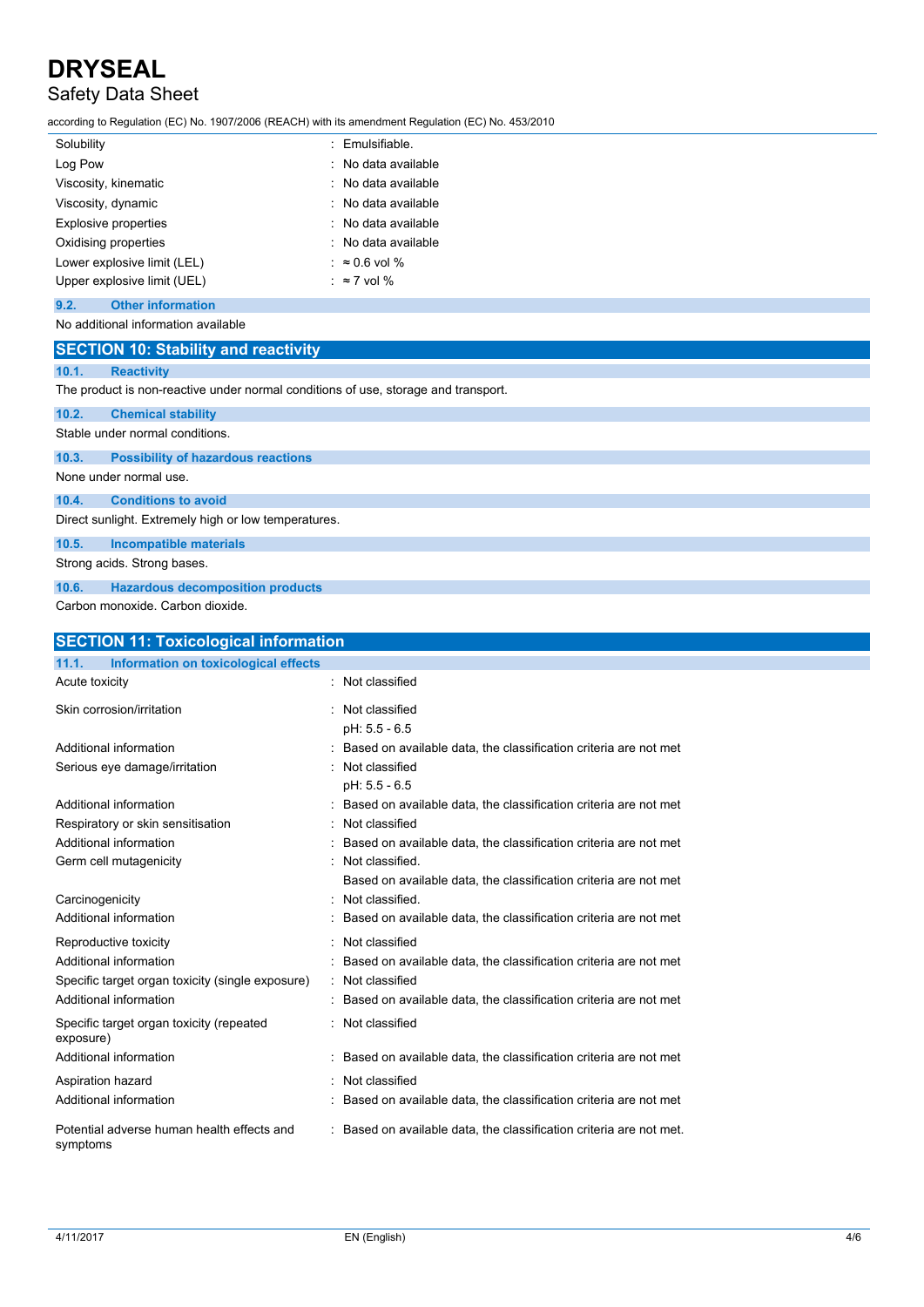| | |
|---|---|
| Solubility | : Emulsifiable. |
| Log Pow | : No data available |
| Viscosity, kinematic | : No data available |
| Viscosity, dynamic | : No data available |
| Explosive properties | : No data available |
| Oxidising properties | : No data available |
| Lower explosive limit (LEL) | : ≈ 0.6 vol % |
| Upper explosive limit (UEL) | : ≈ 7 vol % |

### 9.2. Other information

No additional information available

## SECTION 10: Stability and reactivity

### 10.1. Reactivity

The product is non-reactive under normal conditions of use, storage and transport.

### 10.2. Chemical stability

Stable under normal conditions.

### 10.3. Possibility of hazardous reactions

None under normal use.

### 10.4. Conditions to avoid

Direct sunlight. Extremely high or low temperatures.

### 10.5. Incompatible materials

Strong acids. Strong bases.

### 10.6. Hazardous decomposition products

Carbon monoxide. Carbon dioxide.

## SECTION 11: Toxicological information

### 11.1. Information on toxicological effects

| | |
|---|---|
| Acute toxicity | : Not classified |
| Skin corrosion/irritation | : Not classified<br>pH: 5.5 - 6.5 |
| Additional information | : Based on available data, the classification criteria are not met |
| Serious eye damage/irritation | : Not classified<br>pH: 5.5 - 6.5 |
| Additional information | : Based on available data, the classification criteria are not met |
| Respiratory or skin sensitisation | : Not classified |
| Additional information | : Based on available data, the classification criteria are not met |
| Germ cell mutagenicity | : Not classified.<br>Based on available data, the classification criteria are not met |
| Carcinogenicity | : Not classified. |
| Additional information | : Based on available data, the classification criteria are not met |
| Reproductive toxicity | : Not classified |
| Additional information | : Based on available data, the classification criteria are not met |
| Specific target organ toxicity (single exposure) | : Not classified |
| Additional information | : Based on available data, the classification criteria are not met |
| Specific target organ toxicity (repeated exposure) | : Not classified |
| Additional information | : Based on available data, the classification criteria are not met |
| Aspiration hazard | : Not classified |
| Additional information | : Based on available data, the classification criteria are not met |
| Potential adverse human health effects and symptoms | : Based on available data, the classification criteria are not met. |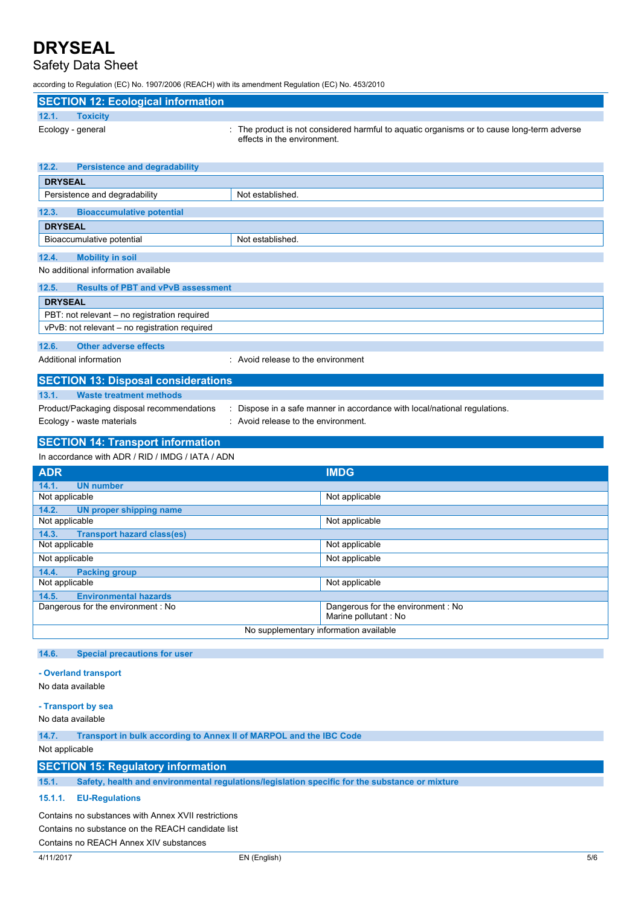## SECTION 12: Ecological information

### 12.1. Toxicity

Ecology - general : The product is not considered harmful to aquatic organisms or to cause long-term adverse effects in the environment.

### 12.2. Persistence and degradability

| DRYSEAL | |
|---|---|
| Persistence and degradability | Not established. |

### 12.3. Bioaccumulative potential

| DRYSEAL | |
|---|---|
| Bioaccumulative potential | Not established. |

### 12.4. Mobility in soil

No additional information available

### 12.5. Results of PBT and vPvB assessment

| DRYSEAL |
|---|
| PBT: not relevant – no registration required |
| vPvB: not relevant – no registration required |

### 12.6. Other adverse effects

Additional information : Avoid release to the environment

## SECTION 13: Disposal considerations

### 13.1. Waste treatment methods

Product/Packaging disposal recommendations : Dispose in a safe manner in accordance with local/national regulations.

Ecology - waste materials : Avoid release to the environment.

## SECTION 14: Transport information

In accordance with ADR / RID / IMDG / IATA / ADN

| ADR | IMDG |
|---|---|
| **14.1. UN number** | |
| Not applicable | Not applicable |
| **14.2. UN proper shipping name** | |
| Not applicable | Not applicable |
| **14.3. Transport hazard class(es)** | |
| Not applicable | Not applicable |
| Not applicable | Not applicable |
| **14.4. Packing group** | |
| Not applicable | Not applicable |
| **14.5. Environmental hazards** | |
| Dangerous for the environment : No | Dangerous for the environment : No<br>Marine pollutant : No |
| No supplementary information available | |

### 14.6. Special precautions for user

**- Overland transport**

No data available

**- Transport by sea**

No data available

### 14.7. Transport in bulk according to Annex II of MARPOL and the IBC Code

Not applicable

## SECTION 15: Regulatory information

### 15.1. Safety, health and environmental regulations/legislation specific for the substance or mixture

#### 15.1.1. EU-Regulations

Contains no substances with Annex XVII restrictions

Contains no substance on the REACH candidate list

Contains no REACH Annex XIV substances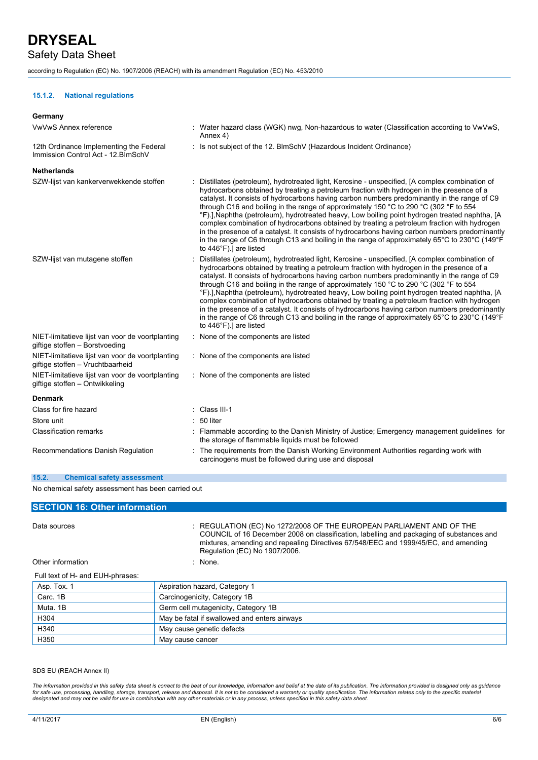#### 15.1.2. National regulations

**Germany**

| | |
|---|---|
| VwVwS Annex reference | : Water hazard class (WGK) nwg, Non-hazardous to water (Classification according to VwVwS, Annex 4) |
| 12th Ordinance Implementing the Federal Immission Control Act - 12.BImSchV | : Is not subject of the 12. BlmSchV (Hazardous Incident Ordinance) |

**Netherlands**

| | |
|---|---|
| SZW-lijst van kankerverwekkende stoffen | : Distillates (petroleum), hydrotreated light, Kerosine - unspecified, [A complex combination of hydrocarbons obtained by treating a petroleum fraction with hydrogen in the presence of a catalyst. It consists of hydrocarbons having carbon numbers predominantly in the range of C9 through C16 and boiling in the range of approximately 150 °C to 290 °C (302 °F to 554 °F).],Naphtha (petroleum), hydrotreated heavy, Low boiling point hydrogen treated naphtha, [A complex combination of hydrocarbons obtained by treating a petroleum fraction with hydrogen in the presence of a catalyst. It consists of hydrocarbons having carbon numbers predominantly in the range of C6 through C13 and boiling in the range of approximately 65°C to 230°C (149°F to 446°F).] are listed |
| SZW-lijst van mutagene stoffen | : Distillates (petroleum), hydrotreated light, Kerosine - unspecified, [A complex combination of hydrocarbons obtained by treating a petroleum fraction with hydrogen in the presence of a catalyst. It consists of hydrocarbons having carbon numbers predominantly in the range of C9 through C16 and boiling in the range of approximately 150 °C to 290 °C (302 °F to 554 °F).],Naphtha (petroleum), hydrotreated heavy, Low boiling point hydrogen treated naphtha, [A complex combination of hydrocarbons obtained by treating a petroleum fraction with hydrogen in the presence of a catalyst. It consists of hydrocarbons having carbon numbers predominantly in the range of C6 through C13 and boiling in the range of approximately 65°C to 230°C (149°F to 446°F).] are listed |
| NIET-limitatieve lijst van voor de voortplanting giftige stoffen – Borstvoeding | : None of the components are listed |
| NIET-limitatieve lijst van voor de voortplanting giftige stoffen – Vruchtbaarheid | : None of the components are listed |
| NIET-limitatieve lijst van voor de voortplanting giftige stoffen – Ontwikkeling | : None of the components are listed |

**Denmark**

| | |
|---|---|
| Class for fire hazard | : Class III-1 |
| Store unit | : 50 liter |
| Classification remarks | : Flammable according to the Danish Ministry of Justice; Emergency management guidelines for the storage of flammable liquids must be followed |
| Recommendations Danish Regulation | : The requirements from the Danish Working Environment Authorities regarding work with carcinogens must be followed during use and disposal |

### 15.2. Chemical safety assessment

No chemical safety assessment has been carried out

## SECTION 16: Other information

| | |
|---|---|
| Data sources | : REGULATION (EC) No 1272/2008 OF THE EUROPEAN PARLIAMENT AND OF THE COUNCIL of 16 December 2008 on classification, labelling and packaging of substances and mixtures, amending and repealing Directives 67/548/EEC and 1999/45/EC, and amending Regulation (EC) No 1907/2006. |
| Other information | : None. |

Full text of H- and EUH-phrases:

| | |
|---|---|
| Asp. Tox. 1 | Aspiration hazard, Category 1 |
| Carc. 1B | Carcinogenicity, Category 1B |
| Muta. 1B | Germ cell mutagenicity, Category 1B |
| H304 | May be fatal if swallowed and enters airways |
| H340 | May cause genetic defects |
| H350 | May cause cancer |

SDS EU (REACH Annex II)

*The information provided in this safety data sheet is correct to the best of our knowledge, information and belief at the date of its publication. The information provided is designed only as guidance for safe use, processing, handling, storage, transport, release and disposal. It is not to be considered a warranty or quality specification. The information relates only to the specific material designated and may not be valid for use in combination with any other materials or in any process, unless specified in this safety data sheet.*